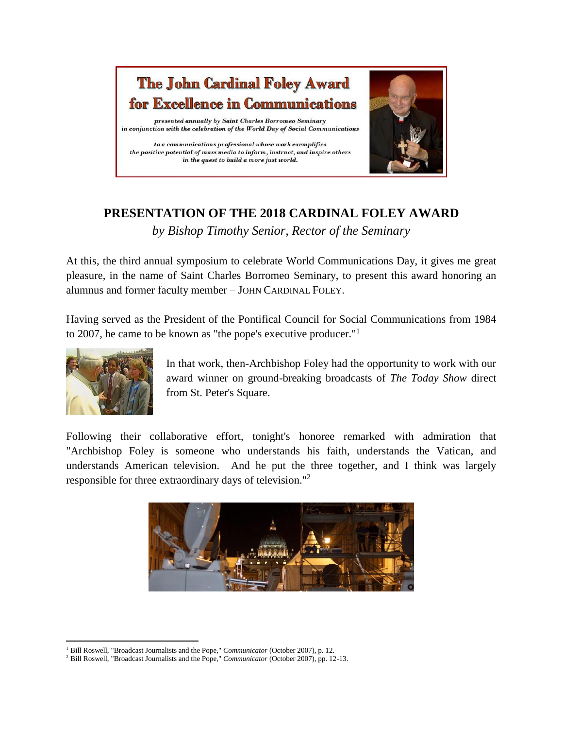# The John Cardinal Foley Award for Excellence in Communications

*presented annually by Saint Charles Borromeo Seminary in conjunction with the celebration of the World Day of Social Communications*

*to a communications professional whose work exemplifies the positive potential of mass media to inform, instruct, and inspire others in the quest to build a more just world.*

## PRESENTATION OF THE 2018 CARDINAL FOLEY AWARD

*by Bishop Timothy Senior, Rector of the Seminary*

At this, the third annual symposium to celebrate World Communications Day, it gives me great pleasure, in the name of Saint Charles Borromeo Seminary, to present this award honoring an alumnus and former faculty member – JOHN CARDINAL FOLEY.

Having served as the President of the Pontifical Council for Social Communications from 1984 to 2007, he came to be known as "the pope's executive producer."[1]

In that work, then-Archbishop Foley had the opportunity to work with our award winner on ground-breaking broadcasts of *The Today Show* direct from St. Peter's Square.

Following their collaborative effort, tonight's honoree remarked with admiration that "Archbishop Foley is someone who understands his faith, understands the Vatican, and understands American television. And he put the three together, and I think was largely responsible for three extraordinary days of television."[2]

---

[1] Bill Roswell, "Broadcast Journalists and the Pope," *Communicator* (October 2007), p. 12.

[2] Bill Roswell, "Broadcast Journalists and the Pope," *Communicator* (October 2007), pp. 12-13.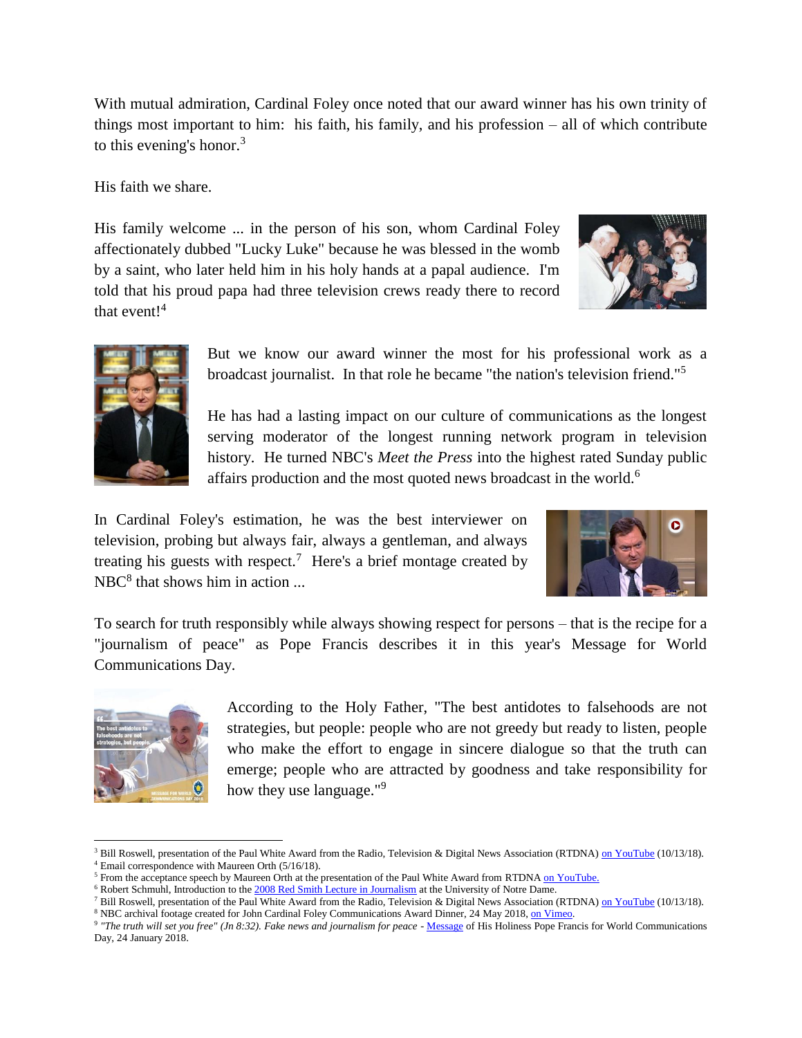With mutual admiration, Cardinal Foley once noted that our award winner has his own trinity of things most important to him: his faith, his family, and his profession – all of which contribute to this evening's honor.[3]

His faith we share.

His family welcome ... in the person of his son, whom Cardinal Foley affectionately dubbed "Lucky Luke" because he was blessed in the womb by a saint, who later held him in his holy hands at a papal audience. I'm told that his proud papa had three television crews ready there to record that event![4]

But we know our award winner the most for his professional work as a broadcast journalist. In that role he became "the nation's television friend."[5]

He has had a lasting impact on our culture of communications as the longest serving moderator of the longest running network program in television history. He turned NBC's *Meet the Press* into the highest rated Sunday public affairs production and the most quoted news broadcast in the world.[6]

In Cardinal Foley's estimation, he was the best interviewer on television, probing but always fair, always a gentleman, and always treating his guests with respect.[7] Here's a brief montage created by NBC[8] that shows him in action ...

To search for truth responsibly while always showing respect for persons – that is the recipe for a "journalism of peace" as Pope Francis describes it in this year's Message for World Communications Day.

According to the Holy Father, "The best antidotes to falsehoods are not strategies, but people: people who are not greedy but ready to listen, people who make the effort to engage in sincere dialogue so that the truth can emerge; people who are attracted by goodness and take responsibility for how they use language."[9]

---

[3] Bill Roswell, presentation of the Paul White Award from the Radio, Television & Digital News Association (RTDNA) on YouTube (10/13/18).

[4] Email correspondence with Maureen Orth (5/16/18).

[5] From the acceptance speech by Maureen Orth at the presentation of the Paul White Award from RTDNA on YouTube.

[6] Robert Schmuhl, Introduction to the 2008 Red Smith Lecture in Journalism at the University of Notre Dame.

[7] Bill Roswell, presentation of the Paul White Award from the Radio, Television & Digital News Association (RTDNA) on YouTube (10/13/18).

[8] NBC archival footage created for John Cardinal Foley Communications Award Dinner, 24 May 2018, on Vimeo.

[9] *"The truth will set you free" (Jn 8:32). Fake news and journalism for peace* - Message of His Holiness Pope Francis for World Communications Day, 24 January 2018.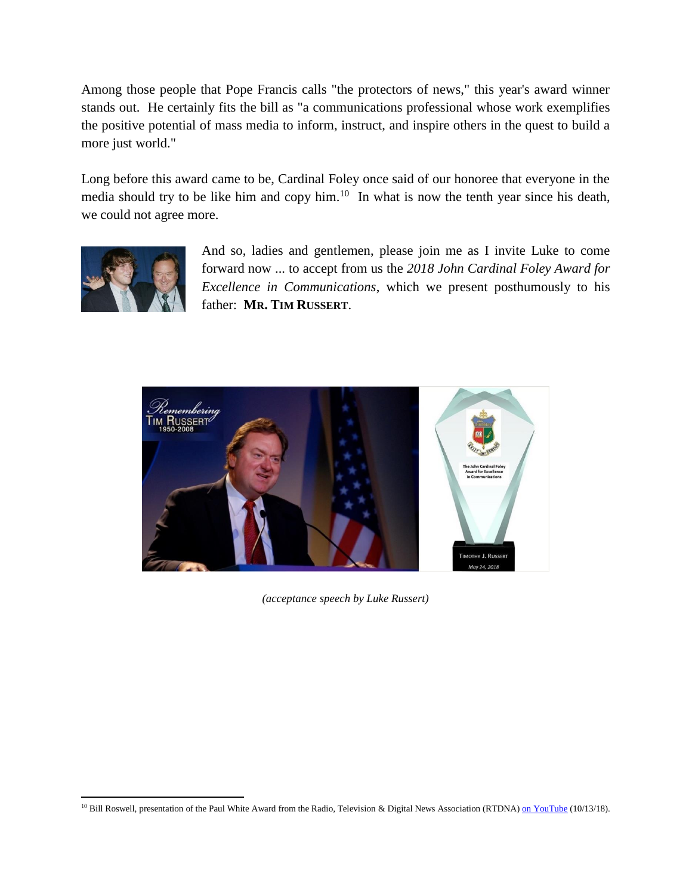Among those people that Pope Francis calls "the protectors of news," this year's award winner stands out. He certainly fits the bill as "a communications professional whose work exemplifies the positive potential of mass media to inform, instruct, and inspire others in the quest to build a more just world."

Long before this award came to be, Cardinal Foley once said of our honoree that everyone in the media should try to be like him and copy him.[10] In what is now the tenth year since his death, we could not agree more.

And so, ladies and gentlemen, please join me as I invite Luke to come forward now ... to accept from us the *2018 John Cardinal Foley Award for Excellence in Communications*, which we present posthumously to his father: **MR. TIM RUSSERT**.

*(acceptance speech by Luke Russert)*

---

[10] Bill Roswell, presentation of the Paul White Award from the Radio, Television & Digital News Association (RTDNA) on YouTube (10/13/18).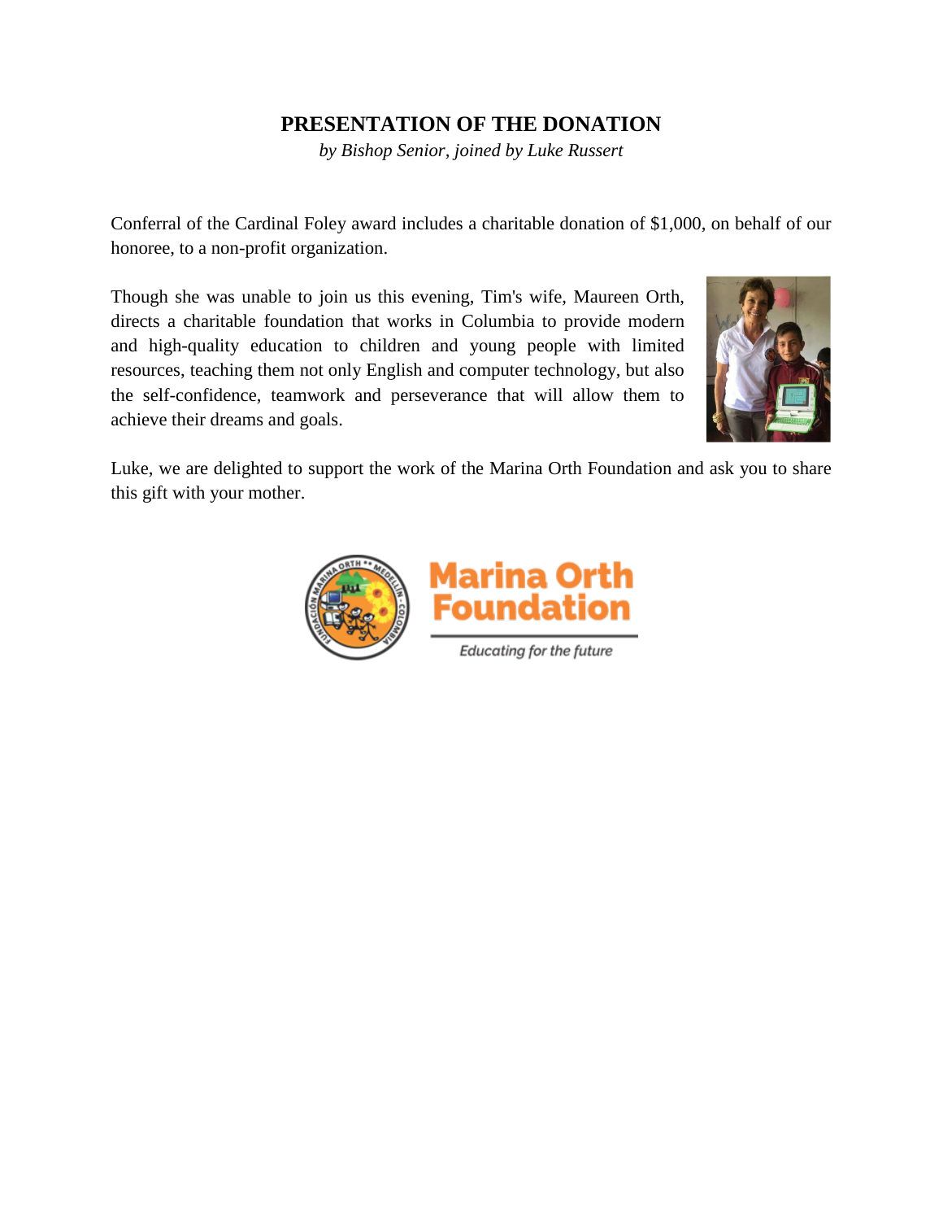## PRESENTATION OF THE DONATION

*by Bishop Senior, joined by Luke Russert*

Conferral of the Cardinal Foley award includes a charitable donation of $1,000, on behalf of our honoree, to a non-profit organization.

Though she was unable to join us this evening, Tim's wife, Maureen Orth, directs a charitable foundation that works in Columbia to provide modern and high-quality education to children and young people with limited resources, teaching them not only English and computer technology, but also the self-confidence, teamwork and perseverance that will allow them to achieve their dreams and goals.

Luke, we are delighted to support the work of the Marina Orth Foundation and ask you to share this gift with your mother.

Marina Orth Foundation

*Educating for the future*